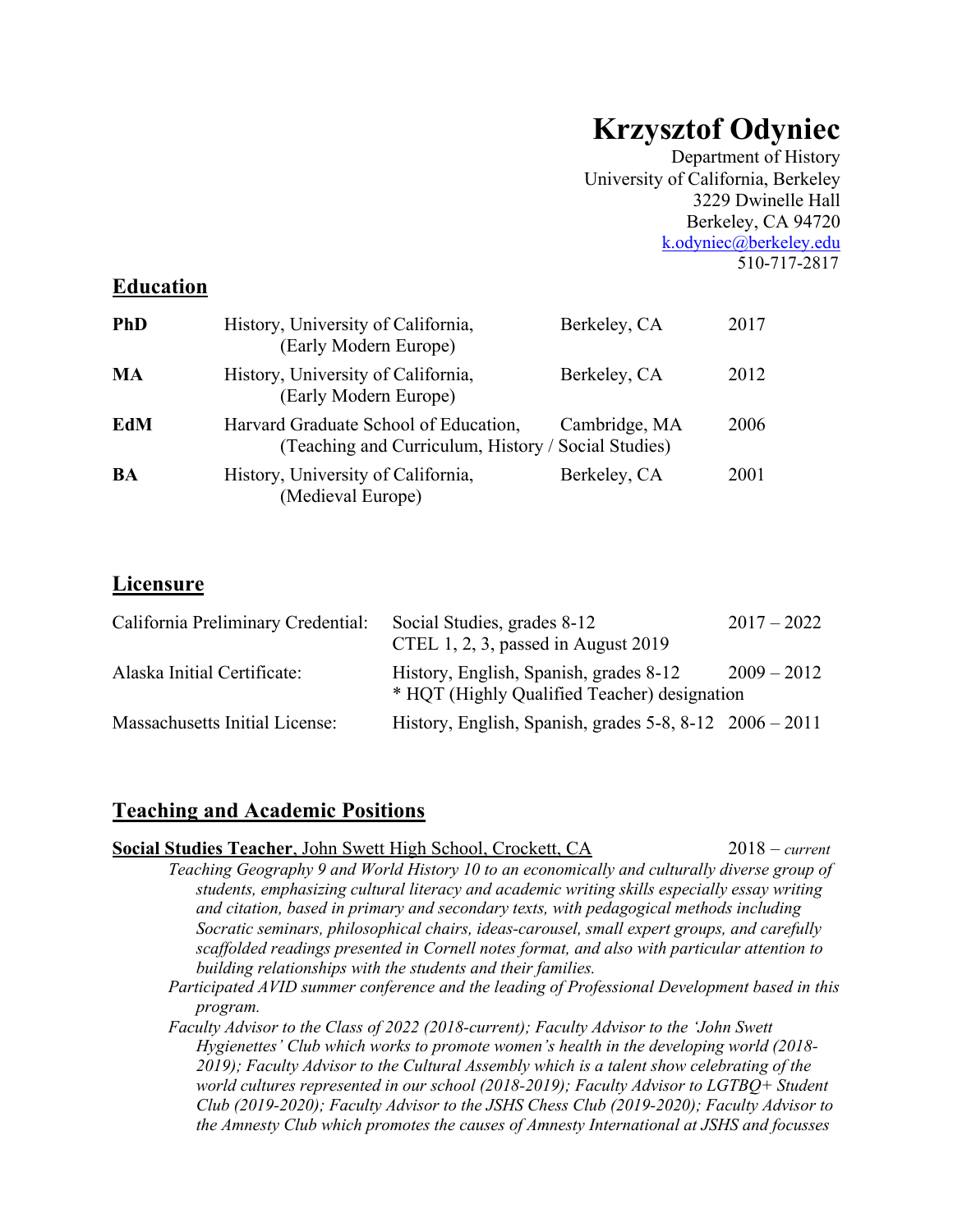# Krzysztof Odyniec

Department of History
University of California, Berkeley
3229 Dwinelle Hall
Berkeley, CA 94720
[k.odyniec@berkeley.edu](mailto:k.odyniec@berkeley.edu)
510-717-2817

## Education

| | | | |
|---|---|---|---|
| **PhD** | History, University of California, (Early Modern Europe) | Berkeley, CA | 2017 |
| **MA** | History, University of California, (Early Modern Europe) | Berkeley, CA | 2012 |
| **EdM** | Harvard Graduate School of Education, (Teaching and Curriculum, History / Social Studies) | Cambridge, MA | 2006 |
| **BA** | History, University of California, (Medieval Europe) | Berkeley, CA | 2001 |

## Licensure

| | | |
|---|---|---|
| California Preliminary Credential: | Social Studies, grades 8-12<br>CTEL 1, 2, 3, passed in August 2019 | 2017 – 2022 |
| Alaska Initial Certificate: | History, English, Spanish, grades 8-12<br>* HQT (Highly Qualified Teacher) designation | 2009 – 2012 |
| Massachusetts Initial License: | History, English, Spanish, grades 5-8, 8-12 | 2006 – 2011 |

## Teaching and Academic Positions

**Social Studies Teacher**, John Swett High School, Crockett, CA — 2018 – *current*

*Teaching Geography 9 and World History 10 to an economically and culturally diverse group of students, emphasizing cultural literacy and academic writing skills especially essay writing and citation, based in primary and secondary texts, with pedagogical methods including Socratic seminars, philosophical chairs, ideas-carousel, small expert groups, and carefully scaffolded readings presented in Cornell notes format, and also with particular attention to building relationships with the students and their families.*

*Participated AVID summer conference and the leading of Professional Development based in this program.*

*Faculty Advisor to the Class of 2022 (2018-current); Faculty Advisor to the 'John Swett Hygienettes' Club which works to promote women's health in the developing world (2018-2019); Faculty Advisor to the Cultural Assembly which is a talent show celebrating of the world cultures represented in our school (2018-2019); Faculty Advisor to LGTBQ+ Student Club (2019-2020); Faculty Advisor to the JSHS Chess Club (2019-2020); Faculty Advisor to the Amnesty Club which promotes the causes of Amnesty International at JSHS and focusses*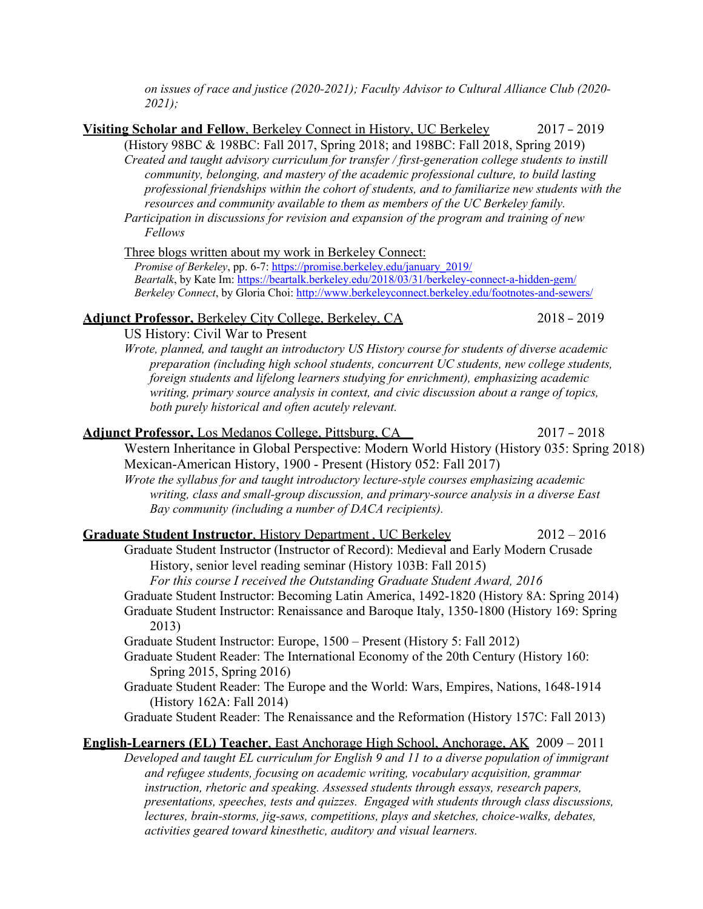*on issues of race and justice (2020-2021); Faculty Advisor to Cultural Alliance Club (2020-2021);*

**Visiting Scholar and Fellow**, Berkeley Connect in History, UC Berkeley 2017 – 2019

(History 98BC & 198BC: Fall 2017, Spring 2018; and 198BC: Fall 2018, Spring 2019)

*Created and taught advisory curriculum for transfer / first-generation college students to instill community, belonging, and mastery of the academic professional culture, to build lasting professional friendships within the cohort of students, and to familiarize new students with the resources and community available to them as members of the UC Berkeley family.*

*Participation in discussions for revision and expansion of the program and training of new Fellows*

Three blogs written about my work in Berkeley Connect:

*Promise of Berkeley*, pp. 6-7: https://promise.berkeley.edu/january_2019/
*Beartalk*, by Kate Im: https://beartalk.berkeley.edu/2018/03/31/berkeley-connect-a-hidden-gem/
*Berkeley Connect*, by Gloria Choi: http://www.berkeleyconnect.berkeley.edu/footnotes-and-sewers/

**Adjunct Professor,** Berkeley City College, Berkeley, CA 2018 – 2019

US History: Civil War to Present

*Wrote, planned, and taught an introductory US History course for students of diverse academic preparation (including high school students, concurrent UC students, new college students, foreign students and lifelong learners studying for enrichment), emphasizing academic writing, primary source analysis in context, and civic discussion about a range of topics, both purely historical and often acutely relevant.*

**Adjunct Professor,** Los Medanos College, Pittsburg, CA 2017 – 2018

Western Inheritance in Global Perspective: Modern World History (History 035: Spring 2018)
Mexican-American History, 1900 - Present (History 052: Fall 2017)

*Wrote the syllabus for and taught introductory lecture-style courses emphasizing academic writing, class and small-group discussion, and primary-source analysis in a diverse East Bay community (including a number of DACA recipients).*

**Graduate Student Instructor**, History Department , UC Berkeley 2012 – 2016

Graduate Student Instructor (Instructor of Record): Medieval and Early Modern Crusade History, senior level reading seminar (History 103B: Fall 2015)
*For this course I received the Outstanding Graduate Student Award, 2016*
Graduate Student Instructor: Becoming Latin America, 1492-1820 (History 8A: Spring 2014)
Graduate Student Instructor: Renaissance and Baroque Italy, 1350-1800 (History 169: Spring 2013)
Graduate Student Instructor: Europe, 1500 – Present (History 5: Fall 2012)
Graduate Student Reader: The International Economy of the 20th Century (History 160: Spring 2015, Spring 2016)
Graduate Student Reader: The Europe and the World: Wars, Empires, Nations, 1648-1914 (History 162A: Fall 2014)
Graduate Student Reader: The Renaissance and the Reformation (History 157C: Fall 2013)

**English-Learners (EL) Teacher**, East Anchorage High School, Anchorage, AK 2009 – 2011

*Developed and taught EL curriculum for English 9 and 11 to a diverse population of immigrant and refugee students, focusing on academic writing, vocabulary acquisition, grammar instruction, rhetoric and speaking. Assessed students through essays, research papers, presentations, speeches, tests and quizzes. Engaged with students through class discussions, lectures, brain-storms, jig-saws, competitions, plays and sketches, choice-walks, debates, activities geared toward kinesthetic, auditory and visual learners.*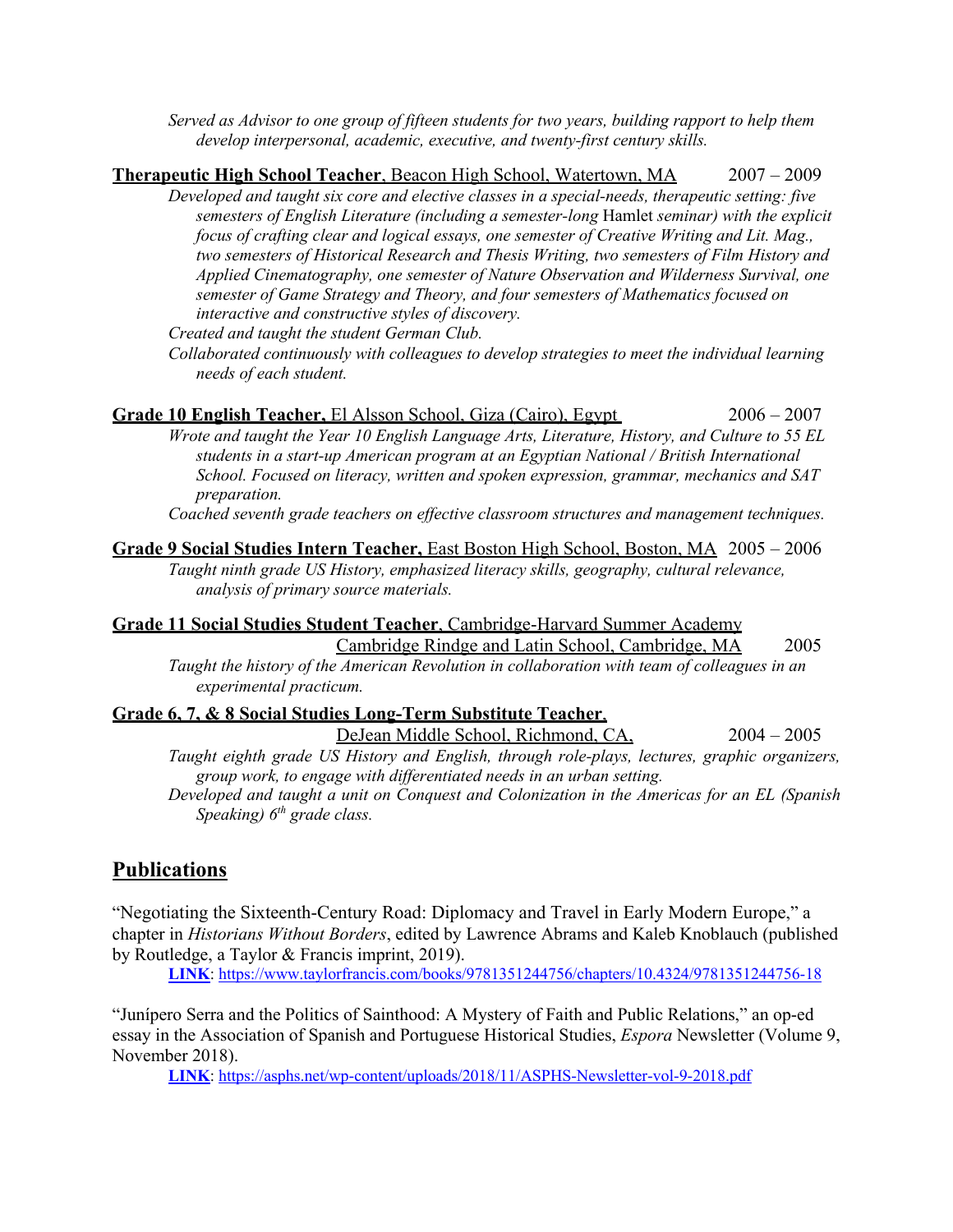*Served as Advisor to one group of fifteen students for two years, building rapport to help them develop interpersonal, academic, executive, and twenty-first century skills.*

**Therapeutic High School Teacher**, Beacon High School, Watertown, MA 2007 – 2009

*Developed and taught six core and elective classes in a special-needs, therapeutic setting: five semesters of English Literature (including a semester-long* Hamlet *seminar) with the explicit focus of crafting clear and logical essays, one semester of Creative Writing and Lit. Mag., two semesters of Historical Research and Thesis Writing, two semesters of Film History and Applied Cinematography, one semester of Nature Observation and Wilderness Survival, one semester of Game Strategy and Theory, and four semesters of Mathematics focused on interactive and constructive styles of discovery.*

*Created and taught the student German Club.*

*Collaborated continuously with colleagues to develop strategies to meet the individual learning needs of each student.*

**Grade 10 English Teacher,** El Alsson School, Giza (Cairo), Egypt 2006 – 2007

*Wrote and taught the Year 10 English Language Arts, Literature, History, and Culture to 55 EL students in a start-up American program at an Egyptian National / British International School. Focused on literacy, written and spoken expression, grammar, mechanics and SAT preparation.*

*Coached seventh grade teachers on effective classroom structures and management techniques.*

**Grade 9 Social Studies Intern Teacher,** East Boston High School, Boston, MA 2005 – 2006

*Taught ninth grade US History, emphasized literacy skills, geography, cultural relevance, analysis of primary source materials.*

**Grade 11 Social Studies Student Teacher**, Cambridge-Harvard Summer Academy
Cambridge Rindge and Latin School, Cambridge, MA 2005

*Taught the history of the American Revolution in collaboration with team of colleagues in an experimental practicum.*

**Grade 6, 7, & 8 Social Studies Long-Term Substitute Teacher**,
DeJean Middle School, Richmond, CA, 2004 – 2005

*Taught eighth grade US History and English, through role-plays, lectures, graphic organizers, group work, to engage with differentiated needs in an urban setting.*

*Developed and taught a unit on Conquest and Colonization in the Americas for an EL (Spanish Speaking) 6th grade class.*

## Publications

"Negotiating the Sixteenth-Century Road: Diplomacy and Travel in Early Modern Europe," a chapter in *Historians Without Borders*, edited by Lawrence Abrams and Kaleb Knoblauch (published by Routledge, a Taylor & Francis imprint, 2019).

**LINK**: https://www.taylorfrancis.com/books/9781351244756/chapters/10.4324/9781351244756-18

"Junípero Serra and the Politics of Sainthood: A Mystery of Faith and Public Relations," an op-ed essay in the Association of Spanish and Portuguese Historical Studies, *Espora* Newsletter (Volume 9, November 2018).

**LINK**: https://asphs.net/wp-content/uploads/2018/11/ASPHS-Newsletter-vol-9-2018.pdf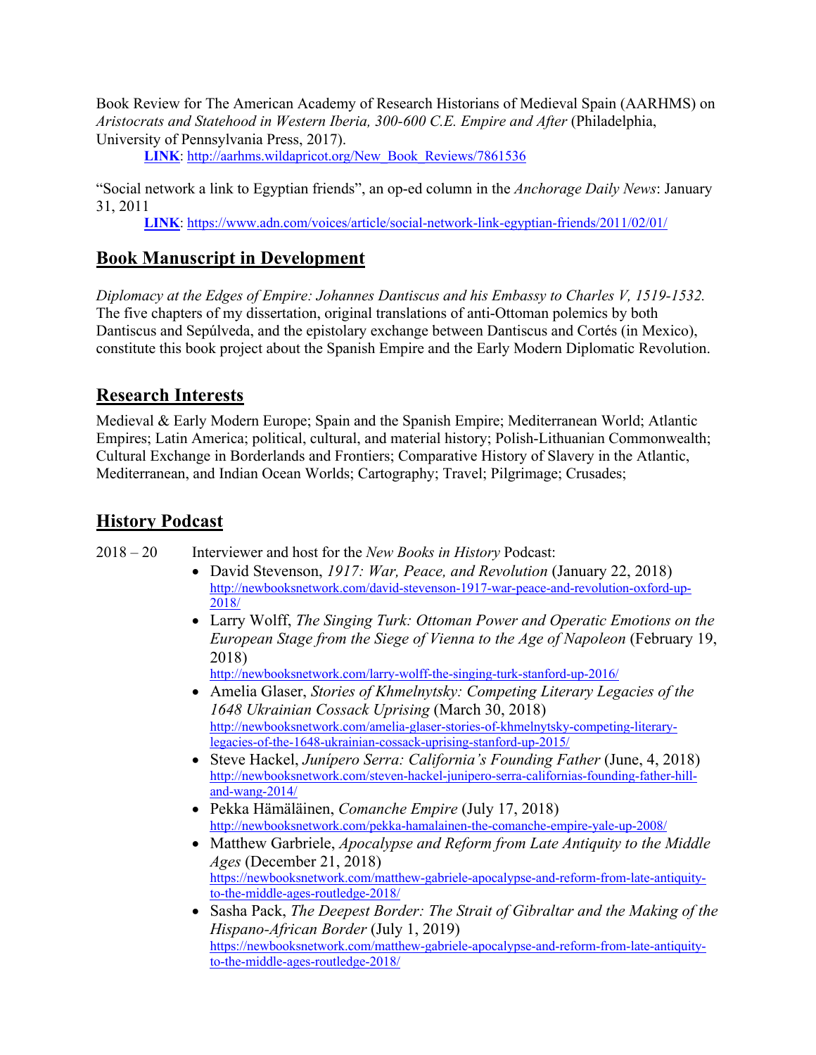Book Review for The American Academy of Research Historians of Medieval Spain (AARHMS) on *Aristocrats and Statehood in Western Iberia, 300-600 C.E. Empire and After* (Philadelphia, University of Pennsylvania Press, 2017).

**LINK**: http://aarhms.wildapricot.org/New_Book_Reviews/7861536

"Social network a link to Egyptian friends", an op-ed column in the *Anchorage Daily News*: January 31, 2011

**LINK**: https://www.adn.com/voices/article/social-network-link-egyptian-friends/2011/02/01/

## Book Manuscript in Development

*Diplomacy at the Edges of Empire: Johannes Dantiscus and his Embassy to Charles V, 1519-1532.* The five chapters of my dissertation, original translations of anti-Ottoman polemics by both Dantiscus and Sepúlveda, and the epistolary exchange between Dantiscus and Cortés (in Mexico), constitute this book project about the Spanish Empire and the Early Modern Diplomatic Revolution.

## Research Interests

Medieval & Early Modern Europe; Spain and the Spanish Empire; Mediterranean World; Atlantic Empires; Latin America; political, cultural, and material history; Polish-Lithuanian Commonwealth; Cultural Exchange in Borderlands and Frontiers; Comparative History of Slavery in the Atlantic, Mediterranean, and Indian Ocean Worlds; Cartography; Travel; Pilgrimage; Crusades;

## History Podcast

2018 – 20 Interviewer and host for the *New Books in History* Podcast:

- David Stevenson, *1917: War, Peace, and Revolution* (January 22, 2018) http://newbooksnetwork.com/david-stevenson-1917-war-peace-and-revolution-oxford-up-2018/
- Larry Wolff, *The Singing Turk: Ottoman Power and Operatic Emotions on the European Stage from the Siege of Vienna to the Age of Napoleon* (February 19, 2018) http://newbooksnetwork.com/larry-wolff-the-singing-turk-stanford-up-2016/
- Amelia Glaser, *Stories of Khmelnytsky: Competing Literary Legacies of the 1648 Ukrainian Cossack Uprising* (March 30, 2018) http://newbooksnetwork.com/amelia-glaser-stories-of-khmelnytsky-competing-literary-legacies-of-the-1648-ukrainian-cossack-uprising-stanford-up-2015/
- Steve Hackel, *Junípero Serra: California's Founding Father* (June, 4, 2018) http://newbooksnetwork.com/steven-hackel-junipero-serra-californias-founding-father-hill-and-wang-2014/
- Pekka Hämäläinen, *Comanche Empire* (July 17, 2018) http://newbooksnetwork.com/pekka-hamalainen-the-comanche-empire-yale-up-2008/
- Matthew Garbriele, *Apocalypse and Reform from Late Antiquity to the Middle Ages* (December 21, 2018) https://newbooksnetwork.com/matthew-gabriele-apocalypse-and-reform-from-late-antiquity-to-the-middle-ages-routledge-2018/
- Sasha Pack, *The Deepest Border: The Strait of Gibraltar and the Making of the Hispano-African Border* (July 1, 2019) https://newbooksnetwork.com/matthew-gabriele-apocalypse-and-reform-from-late-antiquity-to-the-middle-ages-routledge-2018/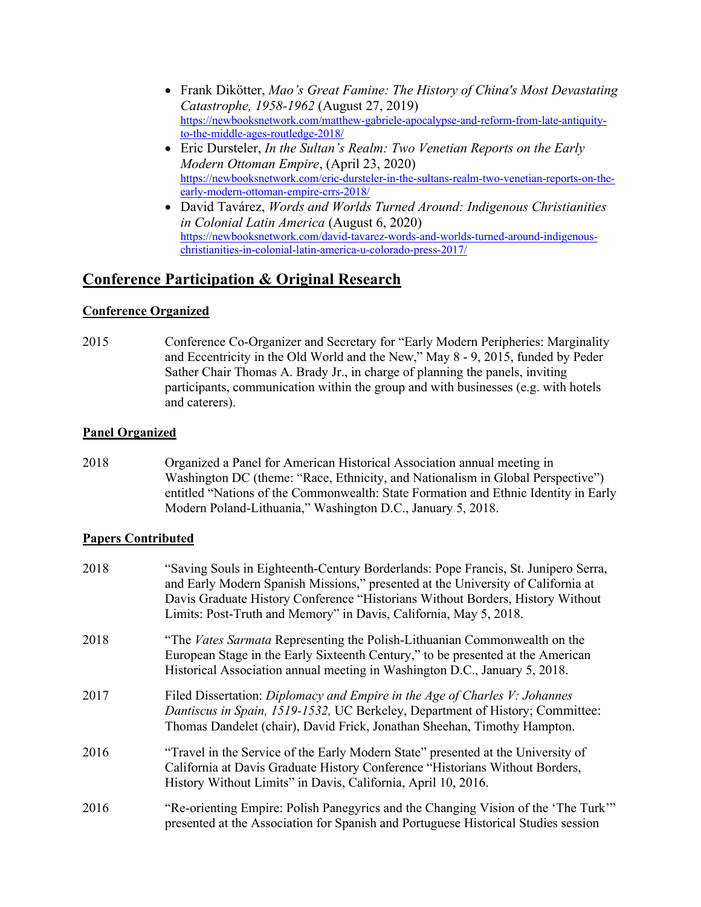- Frank Dikötter, *Mao's Great Famine: The History of China's Most Devastating Catastrophe, 1958-1962* (August 27, 2019) https://newbooksnetwork.com/matthew-gabriele-apocalypse-and-reform-from-late-antiquity-to-the-middle-ages-routledge-2018/
- Eric Dursteler, *In the Sultan's Realm: Two Venetian Reports on the Early Modern Ottoman Empire*, (April 23, 2020) https://newbooksnetwork.com/eric-dursteler-in-the-sultans-realm-two-venetian-reports-on-the-early-modern-ottoman-empire-crrs-2018/
- David Tavárez, *Words and Worlds Turned Around: Indigenous Christianities in Colonial Latin America* (August 6, 2020) https://newbooksnetwork.com/david-tavarez-words-and-worlds-turned-around-indigenous-christianities-in-colonial-latin-america-u-colorado-press-2017/

## Conference Participation & Original Research

### Conference Organized

2015 — Conference Co-Organizer and Secretary for "Early Modern Peripheries: Marginality and Eccentricity in the Old World and the New," May 8 - 9, 2015, funded by Peder Sather Chair Thomas A. Brady Jr., in charge of planning the panels, inviting participants, communication within the group and with businesses (e.g. with hotels and caterers).

### Panel Organized

2018 — Organized a Panel for American Historical Association annual meeting in Washington DC (theme: "Race, Ethnicity, and Nationalism in Global Perspective") entitled "Nations of the Commonwealth: State Formation and Ethnic Identity in Early Modern Poland-Lithuania," Washington D.C., January 5, 2018.

### Papers Contributed

2018 — "Saving Souls in Eighteenth-Century Borderlands: Pope Francis, St. Junípero Serra, and Early Modern Spanish Missions," presented at the University of California at Davis Graduate History Conference "Historians Without Borders, History Without Limits: Post-Truth and Memory" in Davis, California, May 5, 2018.

2018 — "The *Vates Sarmata* Representing the Polish-Lithuanian Commonwealth on the European Stage in the Early Sixteenth Century," to be presented at the American Historical Association annual meeting in Washington D.C., January 5, 2018.

2017 — Filed Dissertation: *Diplomacy and Empire in the Age of Charles V: Johannes Dantiscus in Spain, 1519-1532,* UC Berkeley, Department of History; Committee: Thomas Dandelet (chair), David Frick, Jonathan Sheehan, Timothy Hampton.

2016 — "Travel in the Service of the Early Modern State" presented at the University of California at Davis Graduate History Conference "Historians Without Borders, History Without Limits" in Davis, California, April 10, 2016.

2016 — "Re-orienting Empire: Polish Panegyrics and the Changing Vision of the 'The Turk'" presented at the Association for Spanish and Portuguese Historical Studies session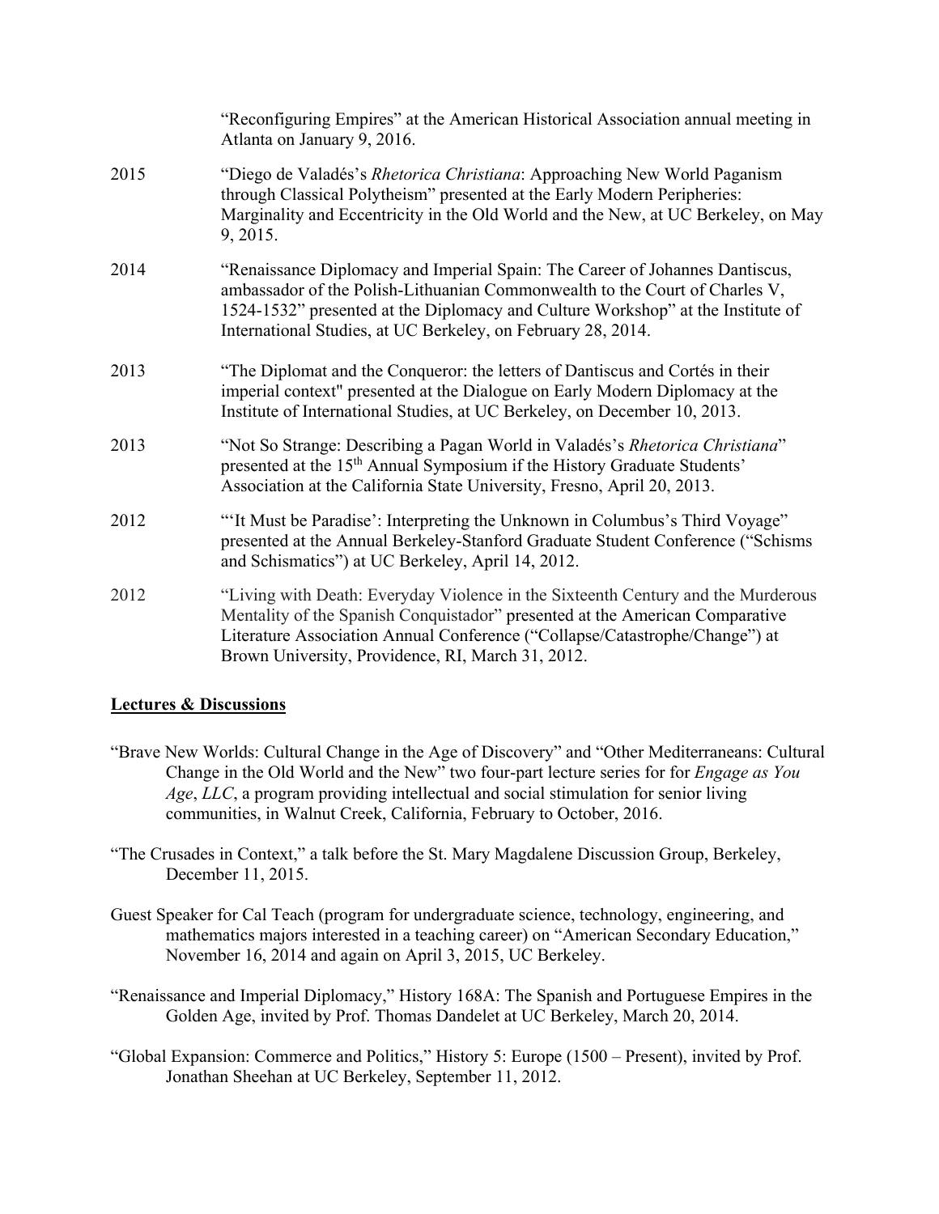"Reconfiguring Empires" at the American Historical Association annual meeting in Atlanta on January 9, 2016.

2015 "Diego de Valadés's *Rhetorica Christiana*: Approaching New World Paganism through Classical Polytheism" presented at the Early Modern Peripheries: Marginality and Eccentricity in the Old World and the New, at UC Berkeley, on May 9, 2015.

2014 "Renaissance Diplomacy and Imperial Spain: The Career of Johannes Dantiscus, ambassador of the Polish-Lithuanian Commonwealth to the Court of Charles V, 1524-1532" presented at the Diplomacy and Culture Workshop" at the Institute of International Studies, at UC Berkeley, on February 28, 2014.

2013 "The Diplomat and the Conqueror: the letters of Dantiscus and Cortés in their imperial context" presented at the Dialogue on Early Modern Diplomacy at the Institute of International Studies, at UC Berkeley, on December 10, 2013.

2013 "Not So Strange: Describing a Pagan World in Valadés's *Rhetorica Christiana*" presented at the 15th Annual Symposium if the History Graduate Students' Association at the California State University, Fresno, April 20, 2013.

2012 "'It Must be Paradise': Interpreting the Unknown in Columbus's Third Voyage" presented at the Annual Berkeley-Stanford Graduate Student Conference ("Schisms and Schismatics") at UC Berkeley, April 14, 2012.

2012 "Living with Death: Everyday Violence in the Sixteenth Century and the Murderous Mentality of the Spanish Conquistador" presented at the American Comparative Literature Association Annual Conference ("Collapse/Catastrophe/Change") at Brown University, Providence, RI, March 31, 2012.

## Lectures & Discussions

"Brave New Worlds: Cultural Change in the Age of Discovery" and "Other Mediterraneans: Cultural Change in the Old World and the New" two four-part lecture series for for *Engage as You Age*, *LLC*, a program providing intellectual and social stimulation for senior living communities, in Walnut Creek, California, February to October, 2016.

"The Crusades in Context," a talk before the St. Mary Magdalene Discussion Group, Berkeley, December 11, 2015.

Guest Speaker for Cal Teach (program for undergraduate science, technology, engineering, and mathematics majors interested in a teaching career) on "American Secondary Education," November 16, 2014 and again on April 3, 2015, UC Berkeley.

"Renaissance and Imperial Diplomacy," History 168A: The Spanish and Portuguese Empires in the Golden Age, invited by Prof. Thomas Dandelet at UC Berkeley, March 20, 2014.

"Global Expansion: Commerce and Politics," History 5: Europe (1500 – Present), invited by Prof. Jonathan Sheehan at UC Berkeley, September 11, 2012.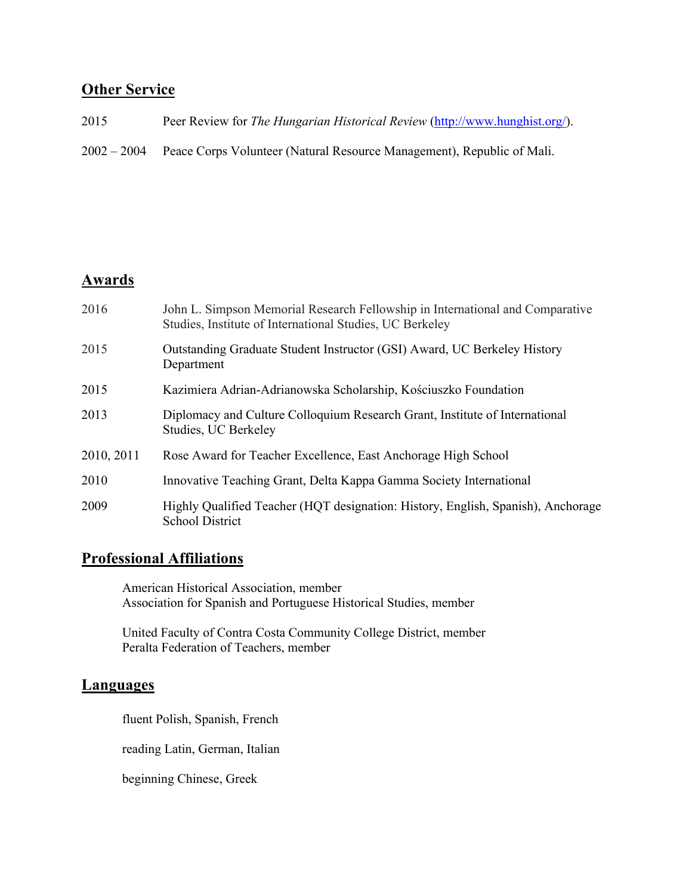## Other Service

2015 Peer Review for *The Hungarian Historical Review* (http://www.hunghist.org/).

2002 – 2004 Peace Corps Volunteer (Natural Resource Management), Republic of Mali.

## Awards

| | |
|---|---|
| 2016 | John L. Simpson Memorial Research Fellowship in International and Comparative Studies, Institute of International Studies, UC Berkeley |
| 2015 | Outstanding Graduate Student Instructor (GSI) Award, UC Berkeley History Department |
| 2015 | Kazimiera Adrian-Adrianowska Scholarship, Kościuszko Foundation |
| 2013 | Diplomacy and Culture Colloquium Research Grant, Institute of International Studies, UC Berkeley |
| 2010, 2011 | Rose Award for Teacher Excellence, East Anchorage High School |
| 2010 | Innovative Teaching Grant, Delta Kappa Gamma Society International |
| 2009 | Highly Qualified Teacher (HQT designation: History, English, Spanish), Anchorage School District |

## Professional Affiliations

American Historical Association, member
Association for Spanish and Portuguese Historical Studies, member

United Faculty of Contra Costa Community College District, member
Peralta Federation of Teachers, member

## Languages

fluent Polish, Spanish, French

reading Latin, German, Italian

beginning Chinese, Greek